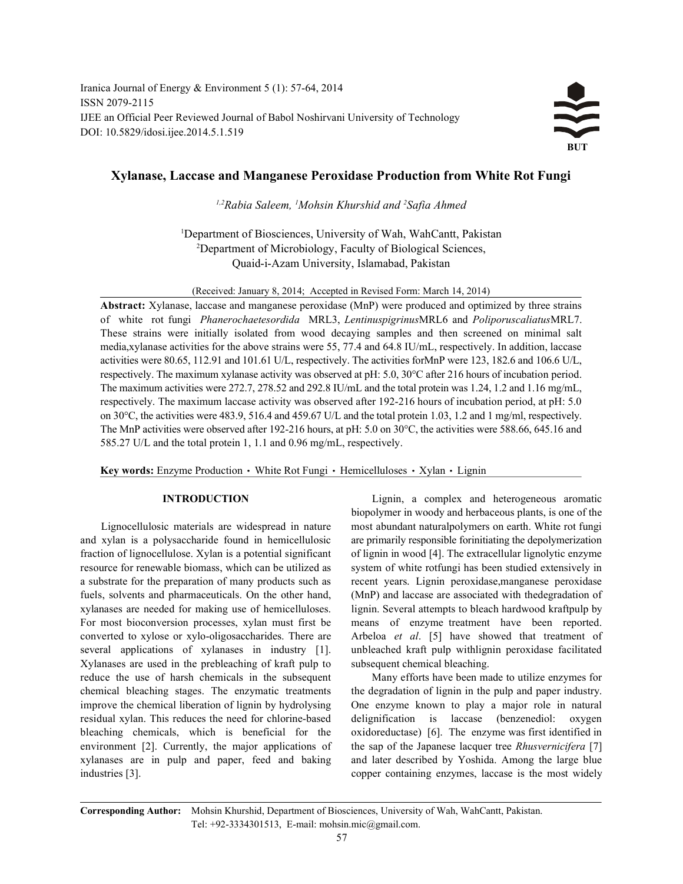Iranica Journal of Energy & Environment 5 (1): 57-64, 2014
ISSN 2079-2115
IJEE an Official Peer Reviewed Journal of Babol Noshirvani University of Technology
DOI: 10.5829/idosi.ijee.2014.5.1.519

# Xylanase, Laccase and Manganese Peroxidase Production from White Rot Fungi

Rabia Saleem[1,2], Mohsin Khurshid[1] and Safia Ahmed[2]

[1]Department of Biosciences, University of Wah, WahCantt, Pakistan
[2]Department of Microbiology, Faculty of Biological Sciences, Quaid-i-Azam University, Islamabad, Pakistan

(Received: January 8, 2014; Accepted in Revised Form: March 14, 2014)

**Abstract:** Xylanase, laccase and manganese peroxidase (MnP) were produced and optimized by three strains of white rot fungi *Phanerochaetesordida* MRL3, *Lentinuspigrinus*MRL6 and *Poliporuscaliatus*MRL7. These strains were initially isolated from wood decaying samples and then screened on minimal salt media,xylanase activities for the above strains were 55, 77.4 and 64.8 IU/mL, respectively. In addition, laccase activities were 80.65, 112.91 and 101.61 U/L, respectively. The activities forMnP were 123, 182.6 and 106.6 U/L, respectively. The maximum xylanase activity was observed at pH: 5.0, 30°C after 216 hours of incubation period. The maximum activities were 272.7, 278.52 and 292.8 IU/mL and the total protein was 1.24, 1.2 and 1.16 mg/mL, respectively. The maximum laccase activity was observed after 192-216 hours of incubation period, at pH: 5.0 on 30°C, the activities were 483.9, 516.4 and 459.67 U/L and the total protein 1.03, 1.2 and 1 mg/ml, respectively. The MnP activities were observed after 192-216 hours, at pH: 5.0 on 30°C, the activities were 588.66, 645.16 and 585.27 U/L and the total protein 1, 1.1 and 0.96 mg/mL, respectively.

**Key words:** Enzyme Production · White Rot Fungi · Hemicelluloses · Xylan · Lignin

## INTRODUCTION

Lignocellulosic materials are widespread in nature and xylan is a polysaccharide found in hemicellulosic fraction of lignocellulose. Xylan is a potential significant resource for renewable biomass, which can be utilized as a substrate for the preparation of many products such as fuels, solvents and pharmaceuticals. On the other hand, xylanases are needed for making use of hemicelluloses. For most bioconversion processes, xylan must first be converted to xylose or xylo-oligosaccharides. There are several applications of xylanases in industry [1]. Xylanases are used in the prebleaching of kraft pulp to reduce the use of harsh chemicals in the subsequent chemical bleaching stages. The enzymatic treatments improve the chemical liberation of lignin by hydrolysing residual xylan. This reduces the need for chlorine-based bleaching chemicals, which is beneficial for the environment [2]. Currently, the major applications of xylanases are in pulp and paper, feed and baking industries [3].

Lignin, a complex and heterogeneous aromatic biopolymer in woody and herbaceous plants, is one of the most abundant naturalpolymers on earth. White rot fungi are primarily responsible forinitiating the depolymerization of lignin in wood [4]. The extracellular lignolytic enzyme system of white rotfungi has been studied extensively in recent years. Lignin peroxidase,manganese peroxidase (MnP) and laccase are associated with thedegradation of lignin. Several attempts to bleach hardwood kraftpulp by means of enzyme treatment have been reported. Arbeloa *et al*. [5] have showed that treatment of unbleached kraft pulp withlignin peroxidase facilitated subsequent chemical bleaching.

Many efforts have been made to utilize enzymes for the degradation of lignin in the pulp and paper industry. One enzyme known to play a major role in natural delignification is laccase (benzenediol: oxygen oxidoreductase) [6]. The enzyme was first identified in the sap of the Japanese lacquer tree *Rhusvernicifera* [7] and later described by Yoshida. Among the large blue copper containing enzymes, laccase is the most widely

**Corresponding Author:** Mohsin Khurshid, Department of Biosciences, University of Wah, WahCantt, Pakistan. Tel: +92-3334301513, E-mail: mohsin.mic@gmail.com.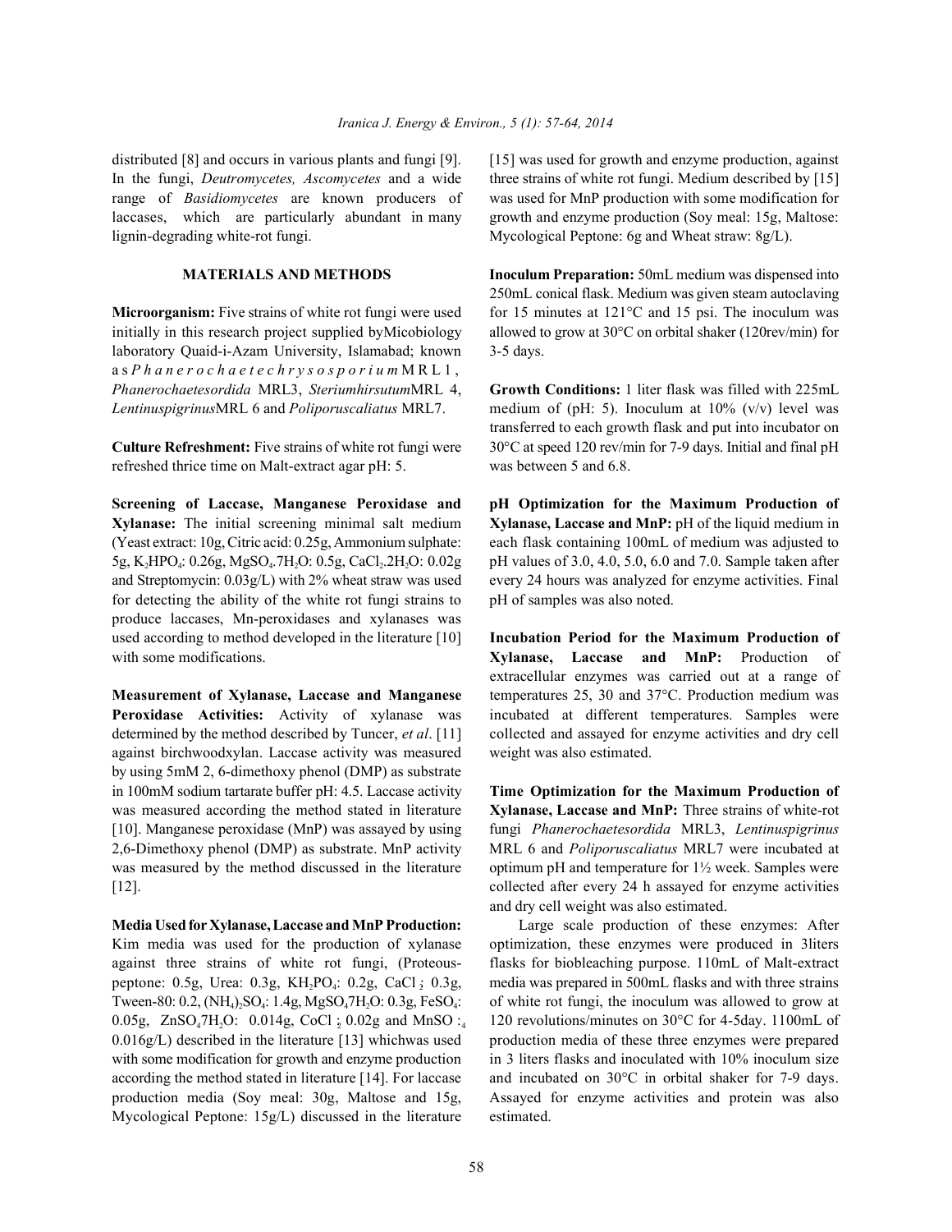distributed [8] and occurs in various plants and fungi [9]. In the fungi, *Deutromycetes, Ascomycetes* and a wide range of *Basidiomycetes* are known producers of laccases, which are particularly abundant in many lignin-degrading white-rot fungi.

## MATERIALS AND METHODS

**Microorganism:** Five strains of white rot fungi were used initially in this research project supplied byMicobiology laboratory Quaid-i-Azam University, Islamabad; known as *Phanerochaetechrysosporium* MRL1, *Phanerochaetesordida* MRL3, *Steriumhirsutum*MRL 4, *Lentinuspigrinus*MRL 6 and *Poliporuscaliatus* MRL7.

**Culture Refreshment:** Five strains of white rot fungi were refreshed thrice time on Malt-extract agar pH: 5.

**Screening of Laccase, Manganese Peroxidase and Xylanase:** The initial screening minimal salt medium (Yeast extract: 10g, Citric acid: 0.25g, Ammonium sulphate: 5g, $K_2HPO_4$: 0.26g, $MgSO_4.7H_2O$: 0.5g, $CaCl_2.2H_2O$: 0.02g and Streptomycin: 0.03g/L) with 2% wheat straw was used for detecting the ability of the white rot fungi strains to produce laccases, Mn-peroxidases and xylanases was used according to method developed in the literature [10] with some modifications.

**Measurement of Xylanase, Laccase and Manganese Peroxidase Activities:** Activity of xylanase was determined by the method described by Tuncer, *et al*. [11] against birchwoodxylan. Laccase activity was measured by using 5mM 2, 6-dimethoxy phenol (DMP) as substrate in 100mM sodium tartarate buffer pH: 4.5. Laccase activity was measured according the method stated in literature [10]. Manganese peroxidase (MnP) was assayed by using 2,6-Dimethoxy phenol (DMP) as substrate. MnP activity was measured by the method discussed in the literature [12].

**Media Used for Xylanase, Laccase and MnP Production:** Kim media was used for the production of xylanase against three strains of white rot fungi, (Proteous-peptone: 0.5g, Urea: 0.3g, $KH_2PO_4$: 0.2g, $CaCl_2$: 0.3g, Tween-80: 0.2, $(NH_4)_2SO_4$: 1.4g, $MgSO_47H_2O$: 0.3g, $FeSO_4$: 0.05g, $ZnSO_47H_2O$: 0.014g, $CoCl_2$: 0.02g and $MnSO_4$: 0.016g/L) described in the literature [13] whichwas used with some modification for growth and enzyme production according the method stated in literature [14]. For laccase production media (Soy meal: 30g, Maltose and 15g, Mycological Peptone: 15g/L) discussed in the literature [15] was used for growth and enzyme production, against three strains of white rot fungi. Medium described by [15] was used for MnP production with some modification for growth and enzyme production (Soy meal: 15g, Maltose: Mycological Peptone: 6g and Wheat straw: 8g/L).

**Inoculum Preparation:** 50mL medium was dispensed into 250mL conical flask. Medium was given steam autoclaving for 15 minutes at 121°C and 15 psi. The inoculum was allowed to grow at 30°C on orbital shaker (120rev/min) for 3-5 days.

**Growth Conditions:** 1 liter flask was filled with 225mL medium of (pH: 5). Inoculum at 10% (v/v) level was transferred to each growth flask and put into incubator on 30°C at speed 120 rev/min for 7-9 days. Initial and final pH was between 5 and 6.8.

**pH Optimization for the Maximum Production of Xylanase, Laccase and MnP:** pH of the liquid medium in each flask containing 100mL of medium was adjusted to pH values of 3.0, 4.0, 5.0, 6.0 and 7.0. Sample taken after every 24 hours was analyzed for enzyme activities. Final pH of samples was also noted.

**Incubation Period for the Maximum Production of Xylanase, Laccase and MnP:** Production of extracellular enzymes was carried out at a range of temperatures 25, 30 and 37°C. Production medium was incubated at different temperatures. Samples were collected and assayed for enzyme activities and dry cell weight was also estimated.

**Time Optimization for the Maximum Production of Xylanase, Laccase and MnP:** Three strains of white-rot fungi *Phanerochaetesordida* MRL3, *Lentinuspigrinus* MRL 6 and *Poliporuscaliatus* MRL7 were incubated at optimum pH and temperature for 1½ week. Samples were collected after every 24 h assayed for enzyme activities and dry cell weight was also estimated.

Large scale production of these enzymes: After optimization, these enzymes were produced in 3liters flasks for biobleaching purpose. 110mL of Malt-extract media was prepared in 500mL flasks and with three strains of white rot fungi, the inoculum was allowed to grow at 120 revolutions/minutes on 30°C for 4-5day. 1100mL of production media of these three enzymes were prepared in 3 liters flasks and inoculated with 10% inoculum size and incubated on 30°C in orbital shaker for 7-9 days. Assayed for enzyme activities and protein was also estimated.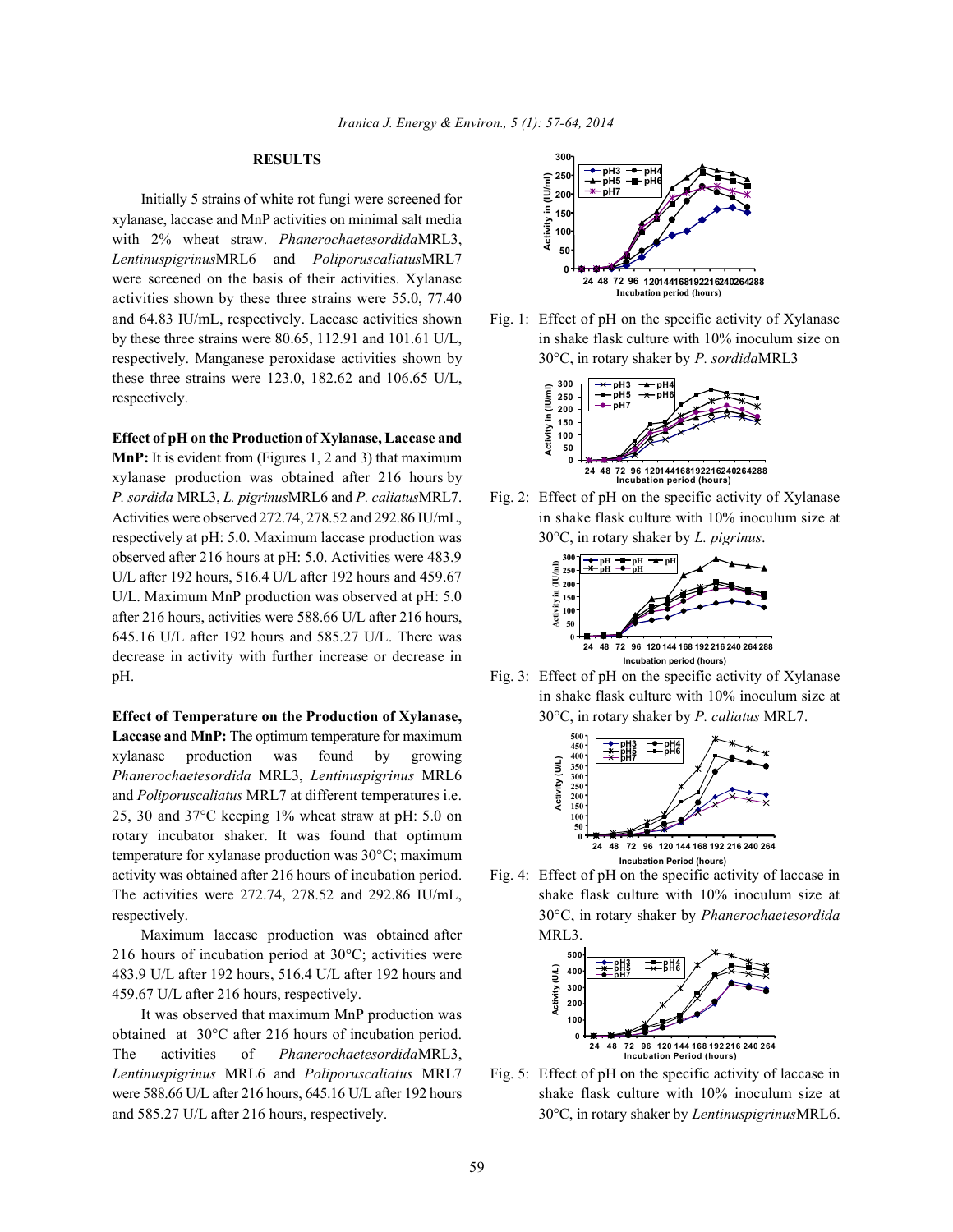## RESULTS

Initially 5 strains of white rot fungi were screened for xylanase, laccase and MnP activities on minimal salt media with 2% wheat straw. *Phanerochaetesordida*MRL3, *Lentinuspigrinus*MRL6 and *Poliporuscaliatus*MRL7 were screened on the basis of their activities. Xylanase activities shown by these three strains were 55.0, 77.40 and 64.83 IU/mL, respectively. Laccase activities shown by these three strains were 80.65, 112.91 and 101.61 U/L, respectively. Manganese peroxidase activities shown by these three strains were 123.0, 182.62 and 106.65 U/L, respectively.

**Effect of pH on the Production of Xylanase, Laccase and MnP:** It is evident from (Figures 1, 2 and 3) that maximum xylanase production was obtained after 216 hours by *P. sordida* MRL3, *L. pigrinus*MRL6 and *P. caliatus*MRL7. Activities were observed 272.74, 278.52 and 292.86 IU/mL, respectively at pH: 5.0. Maximum laccase production was observed after 216 hours at pH: 5.0. Activities were 483.9 U/L after 192 hours, 516.4 U/L after 192 hours and 459.67 U/L. Maximum MnP production was observed at pH: 5.0 after 216 hours, activities were 588.66 U/L after 216 hours, 645.16 U/L after 192 hours and 585.27 U/L. There was decrease in activity with further increase or decrease in pH.

**Effect of Temperature on the Production of Xylanase, Laccase and MnP:** The optimum temperature for maximum xylanase production was found by growing *Phanerochaetesordida* MRL3, *Lentinuspigrinus* MRL6 and *Poliporuscaliatus* MRL7 at different temperatures i.e. 25, 30 and 37°C keeping 1% wheat straw at pH: 5.0 on rotary incubator shaker. It was found that optimum temperature for xylanase production was 30°C; maximum activity was obtained after 216 hours of incubation period. The activities were 272.74, 278.52 and 292.86 IU/mL, respectively.

Maximum laccase production was obtained after 216 hours of incubation period at 30°C; activities were 483.9 U/L after 192 hours, 516.4 U/L after 192 hours and 459.67 U/L after 216 hours, respectively.

It was observed that maximum MnP production was obtained at 30°C after 216 hours of incubation period. The activities of *Phanerochaetesordida*MRL3, *Lentinuspigrinus* MRL6 and *Poliporuscaliatus* MRL7 were 588.66 U/L after 216 hours, 645.16 U/L after 192 hours and 585.27 U/L after 216 hours, respectively.

Fig. 1: Effect of pH on the specific activity of Xylanase in shake flask culture with 10% inoculum size on 30°C, in rotary shaker by *P. sordida*MRL3

Fig. 2: Effect of pH on the specific activity of Xylanase in shake flask culture with 10% inoculum size at 30°C, in rotary shaker by *L. pigrinus*.

Fig. 3: Effect of pH on the specific activity of Xylanase in shake flask culture with 10% inoculum size at 30°C, in rotary shaker by *P. caliatus* MRL7.

Fig. 4: Effect of pH on the specific activity of laccase in shake flask culture with 10% inoculum size at 30°C, in rotary shaker by *Phanerochaetesordida* MRL3.

Fig. 5: Effect of pH on the specific activity of laccase in shake flask culture with 10% inoculum size at 30°C, in rotary shaker by *Lentinuspigrinus*MRL6.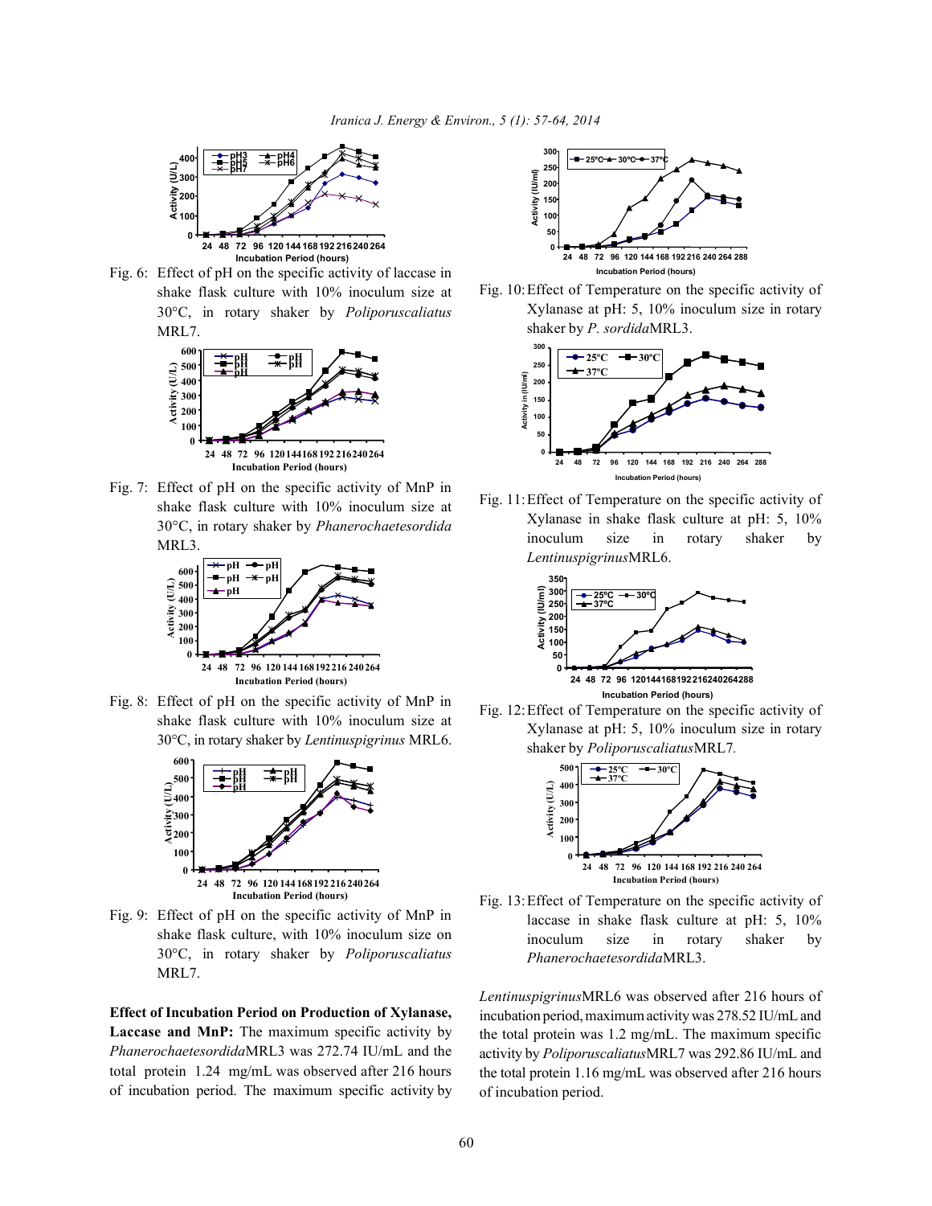Fig. 6: Effect of pH on the specific activity of laccase in shake flask culture with 10% inoculum size at 30°C, in rotary shaker by *Poliporuscaliatus* MRL7.

Fig. 7: Effect of pH on the specific activity of MnP in shake flask culture with 10% inoculum size at 30°C, in rotary shaker by *Phanerochaetesordida* MRL3.

Fig. 8: Effect of pH on the specific activity of MnP in shake flask culture with 10% inoculum size at 30°C, in rotary shaker by *Lentinuspigrinus* MRL6.

Fig. 9: Effect of pH on the specific activity of MnP in shake flask culture, with 10% inoculum size on 30°C, in rotary shaker by *Poliporuscaliatus* MRL7.

**Effect of Incubation Period on Production of Xylanase, Laccase and MnP:** The maximum specific activity by *Phanerochaetesordida*MRL3 was 272.74 IU/mL and the total protein 1.24 mg/mL was observed after 216 hours of incubation period. The maximum specific activity by *Lentinuspigrinus*MRL6 was observed after 216 hours of incubation period, maximum activity was 278.52 IU/mL and the total protein was 1.2 mg/mL. The maximum specific activity by *Poliporuscaliatus*MRL7 was 292.86 IU/mL and the total protein 1.16 mg/mL was observed after 216 hours of incubation period.

Fig. 10: Effect of Temperature on the specific activity of Xylanase at pH: 5, 10% inoculum size in rotary shaker by *P. sordida*MRL3.

Fig. 11: Effect of Temperature on the specific activity of Xylanase in shake flask culture at pH: 5, 10% inoculum size in rotary shaker by *Lentinuspigrinus*MRL6.

Fig. 12: Effect of Temperature on the specific activity of Xylanase at pH: 5, 10% inoculum size in rotary shaker by *Poliporuscaliatus*MRL7.

Fig. 13: Effect of Temperature on the specific activity of laccase in shake flask culture at pH: 5, 10% inoculum size in rotary shaker by *Phanerochaetesordida*MRL3.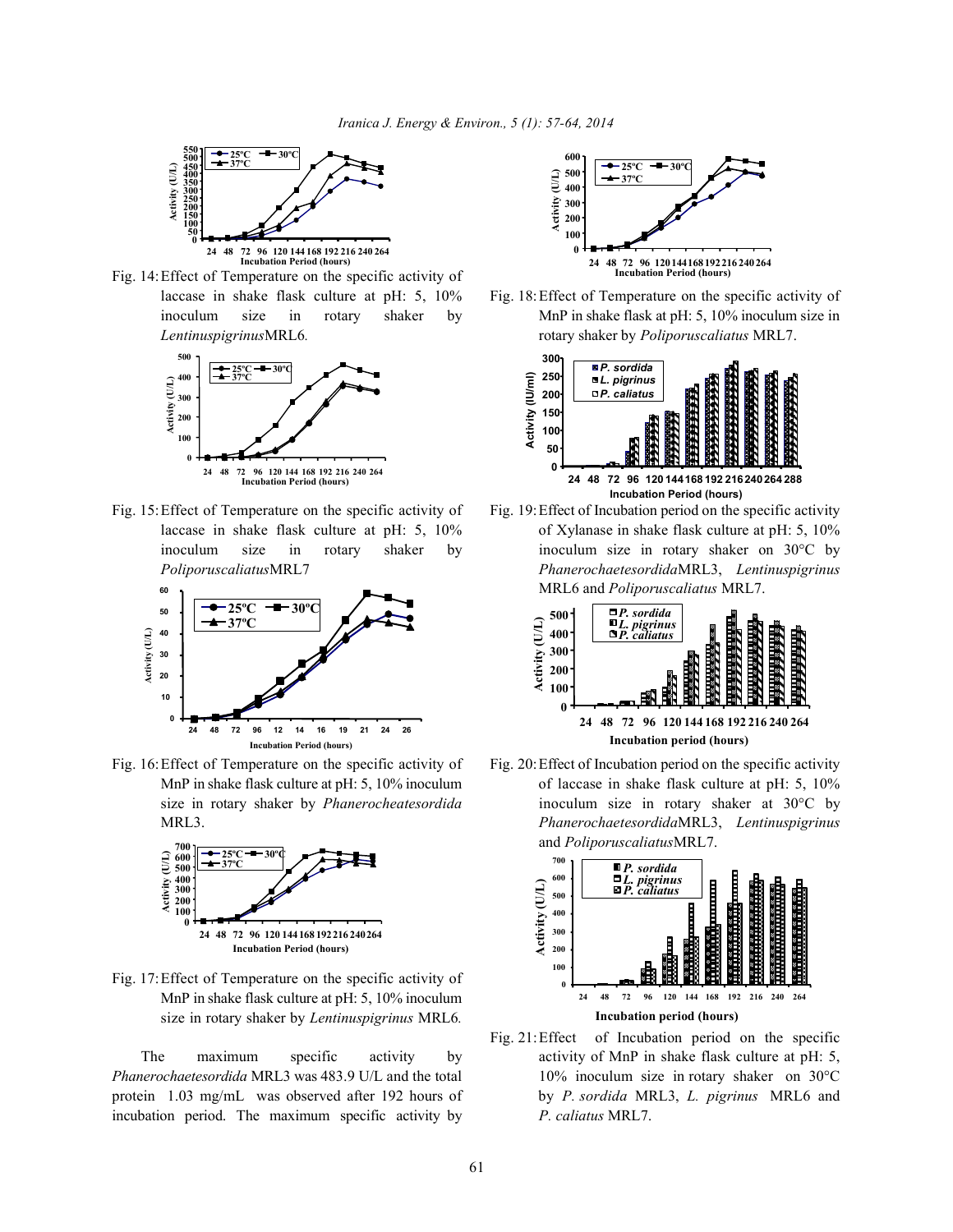Fig. 14: Effect of Temperature on the specific activity of laccase in shake flask culture at pH: 5, 10% inoculum size in rotary shaker by *Lentinuspigrinus*MRL6.

Fig. 15: Effect of Temperature on the specific activity of laccase in shake flask culture at pH: 5, 10% inoculum size in rotary shaker by *Poliporuscaliatus*MRL7

Fig. 16: Effect of Temperature on the specific activity of MnP in shake flask culture at pH: 5, 10% inoculum size in rotary shaker by *Phanerocheatesordida* MRL3.

Fig. 17: Effect of Temperature on the specific activity of MnP in shake flask culture at pH: 5, 10% inoculum size in rotary shaker by *Lentinuspigrinus* MRL6.

The maximum specific activity by *Phanerochaetesordida* MRL3 was 483.9 U/L and the total protein 1.03 mg/mL was observed after 192 hours of incubation period. The maximum specific activity by

Fig. 18: Effect of Temperature on the specific activity of MnP in shake flask at pH: 5, 10% inoculum size in rotary shaker by *Poliporuscaliatus* MRL7.

Fig. 19: Effect of Incubation period on the specific activity of Xylanase in shake flask culture at pH: 5, 10% inoculum size in rotary shaker on 30°C by *Phanerochaetesordida*MRL3, *Lentinuspigrinus* MRL6 and *Poliporuscaliatus* MRL7.

Fig. 20: Effect of Incubation period on the specific activity of laccase in shake flask culture at pH: 5, 10% inoculum size in rotary shaker at 30°C by *Phanerochaetesordida*MRL3, *Lentinuspigrinus* and *Poliporuscaliatus*MRL7.

Fig. 21: Effect of Incubation period on the specific activity of MnP in shake flask culture at pH: 5, 10% inoculum size in rotary shaker on 30°C by *P. sordida* MRL3, *L. pigrinus* MRL6 and *P. caliatus* MRL7.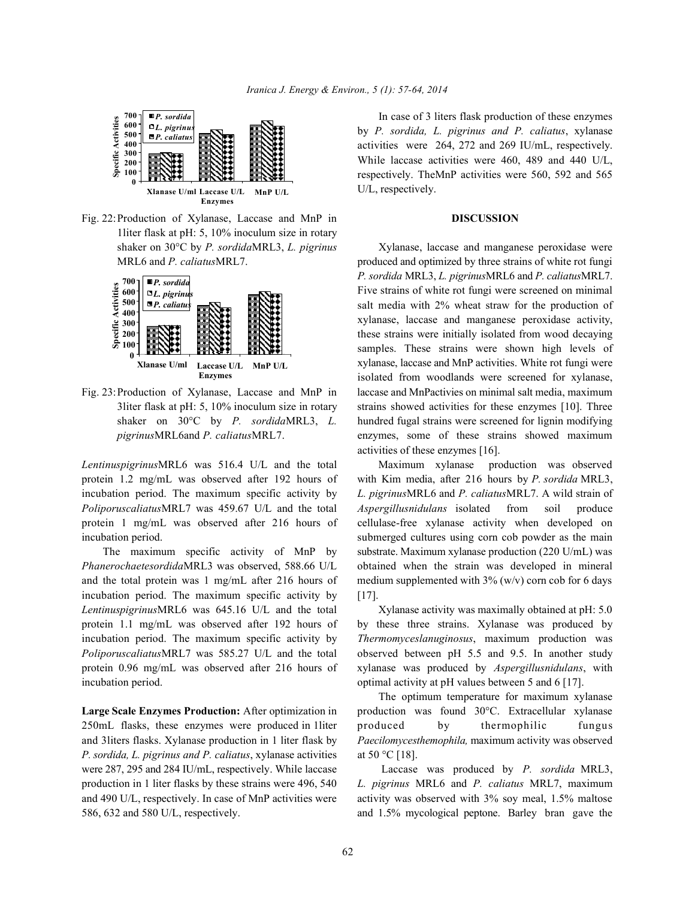Fig. 22: Production of Xylanase, Laccase and MnP in 1liter flask at pH: 5, 10% inoculum size in rotary shaker on 30°C by *P. sordida*MRL3, *L. pigrinus* MRL6 and *P. caliatus*MRL7.

Fig. 23: Production of Xylanase, Laccase and MnP in 3liter flask at pH: 5, 10% inoculum size in rotary shaker on 30°C by *P. sordida*MRL3, *L. pigrinus*MRL6and *P. caliatus*MRL7.

*Lentinuspigrinus*MRL6 was 516.4 U/L and the total protein 1.2 mg/mL was observed after 192 hours of incubation period. The maximum specific activity by *Poliporuscaliatus*MRL7 was 459.67 U/L and the total protein 1 mg/mL was observed after 216 hours of incubation period.

The maximum specific activity of MnP by *Phanerochaetesordida*MRL3 was observed, 588.66 U/L and the total protein was 1 mg/mL after 216 hours of incubation period. The maximum specific activity by *Lentinuspigrinus*MRL6 was 645.16 U/L and the total protein 1.1 mg/mL was observed after 192 hours of incubation period. The maximum specific activity by *Poliporuscaliatus*MRL7 was 585.27 U/L and the total protein 0.96 mg/mL was observed after 216 hours of incubation period.

**Large Scale Enzymes Production:** After optimization in 250mL flasks, these enzymes were produced in 1liter and 3liters flasks. Xylanase production in 1 liter flask by *P. sordida, L. pigrinus and P. caliatus*, xylanase activities were 287, 295 and 284 IU/mL, respectively. While laccase production in 1 liter flasks by these strains were 496, 540 and 490 U/L, respectively. In case of MnP activities were 586, 632 and 580 U/L, respectively.

In case of 3 liters flask production of these enzymes by *P. sordida, L. pigrinus and P. caliatus*, xylanase activities were 264, 272 and 269 IU/mL, respectively. While laccase activities were 460, 489 and 440 U/L, respectively. TheMnP activities were 560, 592 and 565 U/L, respectively.

## DISCUSSION

Xylanase, laccase and manganese peroxidase were produced and optimized by three strains of white rot fungi *P. sordida* MRL3, *L. pigrinus*MRL6 and *P. caliatus*MRL7. Five strains of white rot fungi were screened on minimal salt media with 2% wheat straw for the production of xylanase, laccase and manganese peroxidase activity, these strains were initially isolated from wood decaying samples. These strains were shown high levels of xylanase, laccase and MnP activities. White rot fungi were isolated from woodlands were screened for xylanase, laccase and MnPactivies on minimal salt media, maximum strains showed activities for these enzymes [10]. Three hundred fugal strains were screened for lignin modifying enzymes, some of these strains showed maximum activities of these enzymes [16].

Maximum xylanase production was observed with Kim media, after 216 hours by *P. sordida* MRL3, *L. pigrinus*MRL6 and *P. caliatus*MRL7. A wild strain of *Aspergillusnidulans* isolated from soil produce cellulase-free xylanase activity when developed on submerged cultures using corn cob powder as the main substrate. Maximum xylanase production (220 U/mL) was obtained when the strain was developed in mineral medium supplemented with 3% (w/v) corn cob for 6 days [17].

Xylanase activity was maximally obtained at pH: 5.0 by these three strains. Xylanase was produced by *Thermomyceslanuginosus*, maximum production was observed between pH 5.5 and 9.5. In another study xylanase was produced by *Aspergillusnidulans*, with optimal activity at pH values between 5 and 6 [17].

The optimum temperature for maximum xylanase production was found 30°C. Extracellular xylanase produced by thermophilic fungus *Paecilomycesthemophila,* maximum activity was observed at 50 °C [18].

Laccase was produced by *P. sordida* MRL3, *L. pigrinus* MRL6 and *P. caliatus* MRL7, maximum activity was observed with 3% soy meal, 1.5% maltose and 1.5% mycological peptone. Barley bran gave the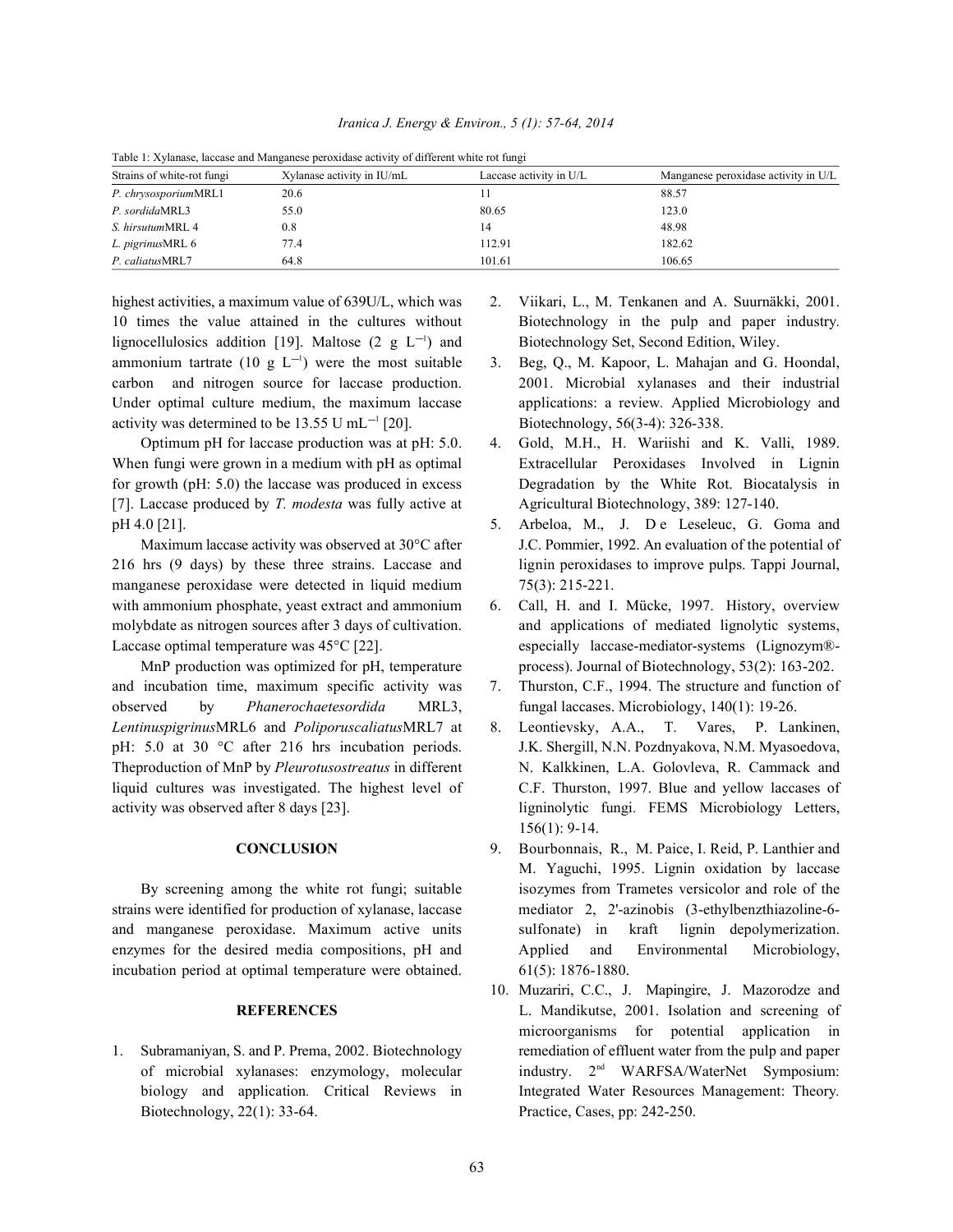Table 1: Xylanase, laccase and Manganese peroxidase activity of different white rot fungi

| Strains of white-rot fungi | Xylanase activity in IU/mL | Laccase activity in U/L | Manganese peroxidase activity in U/L |
|---|---|---|---|
| *P. chrysosporium*MRL1 | 20.6 | 11 | 88.57 |
| *P. sordida*MRL3 | 55.0 | 80.65 | 123.0 |
| *S. hirsutum*MRL 4 | 0.8 | 14 | 48.98 |
| *L. pigrinus*MRL 6 | 77.4 | 112.91 | 182.62 |
| *P. caliatus*MRL7 | 64.8 | 101.61 | 106.65 |

highest activities, a maximum value of 639U/L, which was 10 times the value attained in the cultures without lignocellulosics addition [19]. Maltose (2 g $L^{-1}$) and ammonium tartrate (10 g $L^{-1}$) were the most suitable carbon and nitrogen source for laccase production. Under optimal culture medium, the maximum laccase activity was determined to be 13.55 U $mL^{-1}$ [20].

Optimum pH for laccase production was at pH: 5.0. When fungi were grown in a medium with pH as optimal for growth (pH: 5.0) the laccase was produced in excess [7]. Laccase produced by *T. modesta* was fully active at pH 4.0 [21].

Maximum laccase activity was observed at 30°C after 216 hrs (9 days) by these three strains. Laccase and manganese peroxidase were detected in liquid medium with ammonium phosphate, yeast extract and ammonium molybdate as nitrogen sources after 3 days of cultivation. Laccase optimal temperature was 45°C [22].

MnP production was optimized for pH, temperature and incubation time, maximum specific activity was observed by *Phanerochaetesordida* MRL3, *Lentinuspigrinus*MRL6 and *Poliporuscaliatus*MRL7 at pH: 5.0 at 30 °C after 216 hrs incubation periods. Theproduction of MnP by *Pleurotusostreatus* in different liquid cultures was investigated. The highest level of activity was observed after 8 days [23].

## CONCLUSION

By screening among the white rot fungi; suitable strains were identified for production of xylanase, laccase and manganese peroxidase. Maximum active units enzymes for the desired media compositions, pH and incubation period at optimal temperature were obtained.

## REFERENCES

1. Subramaniyan, S. and P. Prema, 2002. Biotechnology of microbial xylanases: enzymology, molecular biology and application. Critical Reviews in Biotechnology, 22(1): 33-64.
2. Viikari, L., M. Tenkanen and A. Suurnäkki, 2001. Biotechnology in the pulp and paper industry. Biotechnology Set, Second Edition, Wiley.
3. Beg, Q., M. Kapoor, L. Mahajan and G. Hoondal, 2001. Microbial xylanases and their industrial applications: a review. Applied Microbiology and Biotechnology, 56(3-4): 326-338.
4. Gold, M.H., H. Wariishi and K. Valli, 1989. Extracellular Peroxidases Involved in Lignin Degradation by the White Rot. Biocatalysis in Agricultural Biotechnology, 389: 127-140.
5. Arbeloa, M., J. De Leseleuc, G. Goma and J.C. Pommier, 1992. An evaluation of the potential of lignin peroxidases to improve pulps. Tappi Journal, 75(3): 215-221.
6. Call, H. and I. Mücke, 1997. History, overview and applications of mediated lignolytic systems, especially laccase-mediator-systems (Lignozym®-process). Journal of Biotechnology, 53(2): 163-202.
7. Thurston, C.F., 1994. The structure and function of fungal laccases. Microbiology, 140(1): 19-26.
8. Leontievsky, A.A., T. Vares, P. Lankinen, J.K. Shergill, N.N. Pozdnyakova, N.M. Myasoedova, N. Kalkkinen, L.A. Golovleva, R. Cammack and C.F. Thurston, 1997. Blue and yellow laccases of ligninolytic fungi. FEMS Microbiology Letters, 156(1): 9-14.
9. Bourbonnais, R., M. Paice, I. Reid, P. Lanthier and M. Yaguchi, 1995. Lignin oxidation by laccase isozymes from Trametes versicolor and role of the mediator 2, 2'-azinobis (3-ethylbenzthiazoline-6-sulfonate) in kraft lignin depolymerization. Applied and Environmental Microbiology, 61(5): 1876-1880.
10. Muzariri, C.C., J. Mapingire, J. Mazorodze and L. Mandikutse, 2001. Isolation and screening of microorganisms for potential application in remediation of effluent water from the pulp and paper industry. 2nd WARFSA/WaterNet Symposium: Integrated Water Resources Management: Theory. Practice, Cases, pp: 242-250.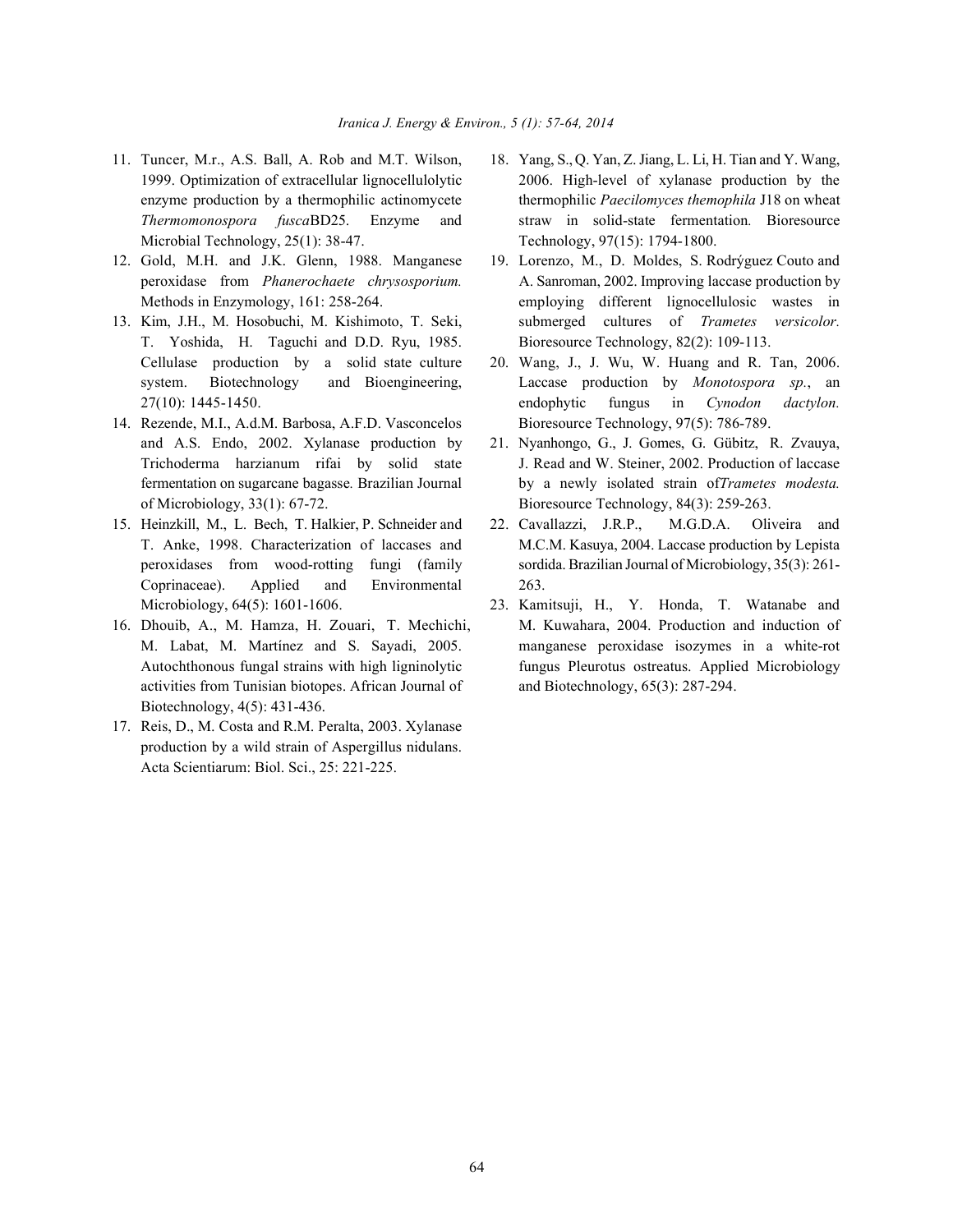11. Tuncer, M.r., A.S. Ball, A. Rob and M.T. Wilson, 1999. Optimization of extracellular lignocellulolytic enzyme production by a thermophilic actinomycete *Thermomonospora fusca*BD25. Enzyme and Microbial Technology, 25(1): 38-47.
12. Gold, M.H. and J.K. Glenn, 1988. Manganese peroxidase from *Phanerochaete chrysosporium.* Methods in Enzymology, 161: 258-264.
13. Kim, J.H., M. Hosobuchi, M. Kishimoto, T. Seki, T. Yoshida, H. Taguchi and D.D. Ryu, 1985. Cellulase production by a solid state culture system. Biotechnology and Bioengineering, 27(10): 1445-1450.
14. Rezende, M.I., A.d.M. Barbosa, A.F.D. Vasconcelos and A.S. Endo, 2002. Xylanase production by Trichoderma harzianum rifai by solid state fermentation on sugarcane bagasse. Brazilian Journal of Microbiology, 33(1): 67-72.
15. Heinzkill, M., L. Bech, T. Halkier, P. Schneider and T. Anke, 1998. Characterization of laccases and peroxidases from wood-rotting fungi (family Coprinaceae). Applied and Environmental Microbiology, 64(5): 1601-1606.
16. Dhouib, A., M. Hamza, H. Zouari, T. Mechichi, M. Labat, M. Martínez and S. Sayadi, 2005. Autochthonous fungal strains with high ligninolytic activities from Tunisian biotopes. African Journal of Biotechnology, 4(5): 431-436.
17. Reis, D., M. Costa and R.M. Peralta, 2003. Xylanase production by a wild strain of Aspergillus nidulans. Acta Scientiarum: Biol. Sci., 25: 221-225.
18. Yang, S., Q. Yan, Z. Jiang, L. Li, H. Tian and Y. Wang, 2006. High-level of xylanase production by the thermophilic *Paecilomyces themophila* J18 on wheat straw in solid-state fermentation. Bioresource Technology, 97(15): 1794-1800.
19. Lorenzo, M., D. Moldes, S. Rodrýguez Couto and A. Sanroman, 2002. Improving laccase production by employing different lignocellulosic wastes in submerged cultures of *Trametes versicolor.* Bioresource Technology, 82(2): 109-113.
20. Wang, J., J. Wu, W. Huang and R. Tan, 2006. Laccase production by *Monotospora sp.*, an endophytic fungus in *Cynodon dactylon.* Bioresource Technology, 97(5): 786-789.
21. Nyanhongo, G., J. Gomes, G. Gübitz, R. Zvauya, J. Read and W. Steiner, 2002. Production of laccase by a newly isolated strain of*Trametes modesta.* Bioresource Technology, 84(3): 259-263.
22. Cavallazzi, J.R.P., M.G.D.A. Oliveira and M.C.M. Kasuya, 2004. Laccase production by Lepista sordida. Brazilian Journal of Microbiology, 35(3): 261-263.
23. Kamitsuji, H., Y. Honda, T. Watanabe and M. Kuwahara, 2004. Production and induction of manganese peroxidase isozymes in a white-rot fungus Pleurotus ostreatus. Applied Microbiology and Biotechnology, 65(3): 287-294.